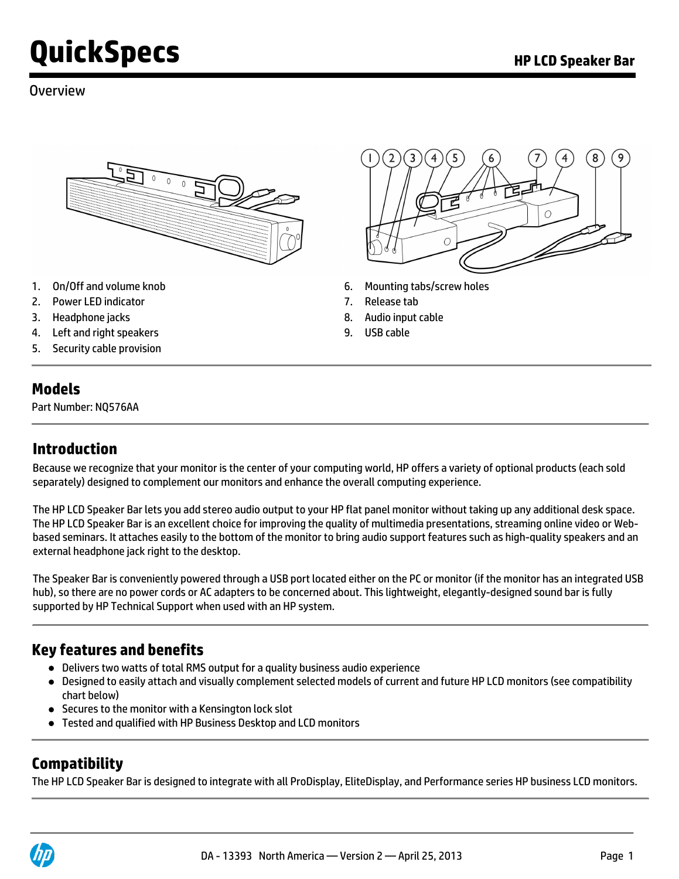# QuickSpecs

HP LCD Speaker Bar

## Overview

1. On/Off and volume knob
2. Power LED indicator
3. Headphone jacks
4. Left and right speakers
5. Security cable provision
6. Mounting tabs/screw holes
7. Release tab
8. Audio input cable
9. USB cable

## Models

Part Number: NQ576AA

## Introduction

Because we recognize that your monitor is the center of your computing world, HP offers a variety of optional products (each sold separately) designed to complement our monitors and enhance the overall computing experience.

The HP LCD Speaker Bar lets you add stereo audio output to your HP flat panel monitor without taking up any additional desk space. The HP LCD Speaker Bar is an excellent choice for improving the quality of multimedia presentations, streaming online video or Web-based seminars. It attaches easily to the bottom of the monitor to bring audio support features such as high-quality speakers and an external headphone jack right to the desktop.

The Speaker Bar is conveniently powered through a USB port located either on the PC or monitor (if the monitor has an integrated USB hub), so there are no power cords or AC adapters to be concerned about. This lightweight, elegantly-designed sound bar is fully supported by HP Technical Support when used with an HP system.

## Key features and benefits

- Delivers two watts of total RMS output for a quality business audio experience
- Designed to easily attach and visually complement selected models of current and future HP LCD monitors (see compatibility chart below)
- Secures to the monitor with a Kensington lock slot
- Tested and qualified with HP Business Desktop and LCD monitors

## Compatibility

The HP LCD Speaker Bar is designed to integrate with all ProDisplay, EliteDisplay, and Performance series HP business LCD monitors.

DA - 13393 North America — Version 2 — April 25, 2013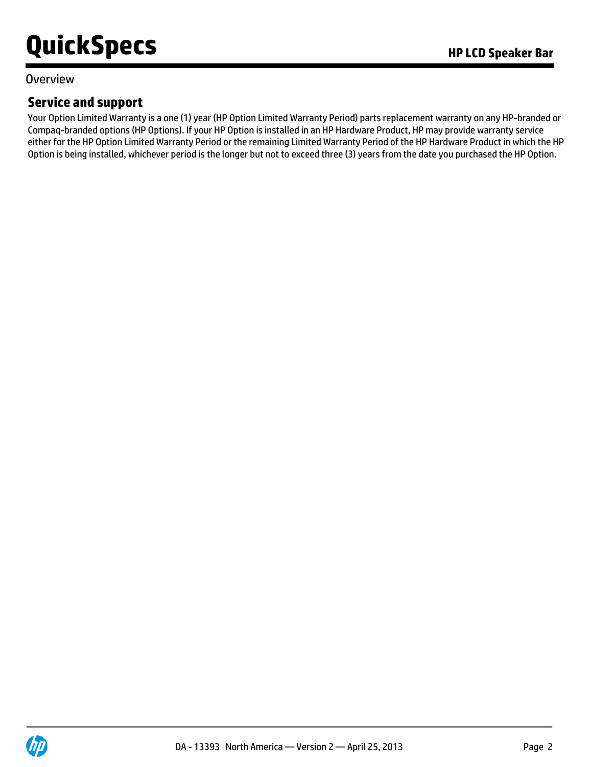Overview

## Service and support

Your Option Limited Warranty is a one (1) year (HP Option Limited Warranty Period) parts replacement warranty on any HP-branded or Compaq-branded options (HP Options). If your HP Option is installed in an HP Hardware Product, HP may provide warranty service either for the HP Option Limited Warranty Period or the remaining Limited Warranty Period of the HP Hardware Product in which the HP Option is being installed, whichever period is the longer but not to exceed three (3) years from the date you purchased the HP Option.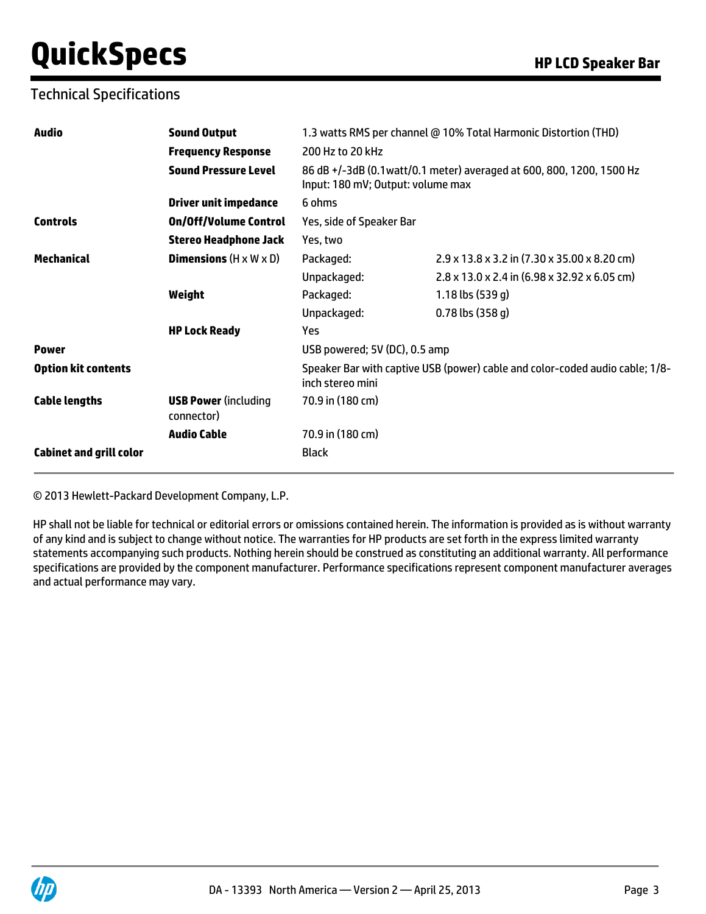## Technical Specifications

| | | | |
|---|---|---|---|
| **Audio** | **Sound Output** | 1.3 watts RMS per channel @ 10% Total Harmonic Distortion (THD) | |
| | **Frequency Response** | 200 Hz to 20 kHz | |
| | **Sound Pressure Level** | 86 dB +/-3dB (0.1watt/0.1 meter) averaged at 600, 800, 1200, 1500 Hz Input: 180 mV; Output: volume max | |
| | **Driver unit impedance** | 6 ohms | |
| **Controls** | **On/Off/Volume Control** | Yes, side of Speaker Bar | |
| | **Stereo Headphone Jack** | Yes, two | |
| **Mechanical** | **Dimensions** (H x W x D) | Packaged: | 2.9 x 13.8 x 3.2 in (7.30 x 35.00 x 8.20 cm) |
| | | Unpackaged: | 2.8 x 13.0 x 2.4 in (6.98 x 32.92 x 6.05 cm) |
| | **Weight** | Packaged: | 1.18 lbs (539 g) |
| | | Unpackaged: | 0.78 lbs (358 g) |
| | **HP Lock Ready** | Yes | |
| **Power** | | USB powered; 5V (DC), 0.5 amp | |
| **Option kit contents** | | Speaker Bar with captive USB (power) cable and color-coded audio cable; 1/8-inch stereo mini | |
| **Cable lengths** | **USB Power** (including connector) | 70.9 in (180 cm) | |
| | **Audio Cable** | 70.9 in (180 cm) | |
| **Cabinet and grill color** | | Black | |

© 2013 Hewlett-Packard Development Company, L.P.

HP shall not be liable for technical or editorial errors or omissions contained herein. The information is provided as is without warranty of any kind and is subject to change without notice. The warranties for HP products are set forth in the express limited warranty statements accompanying such products. Nothing herein should be construed as constituting an additional warranty. All performance specifications are provided by the component manufacturer. Performance specifications represent component manufacturer averages and actual performance may vary.